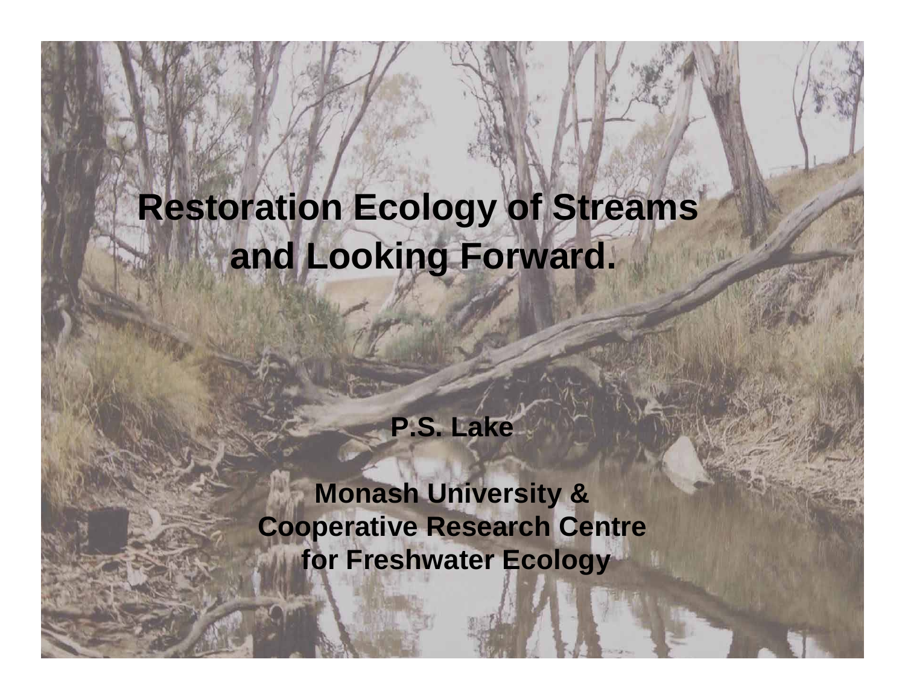# Restoration Ecology of Streams and Looking Forward.

**P.S. Lake**

**Monash University & Cooperative Research Centre for Freshwater Ecology**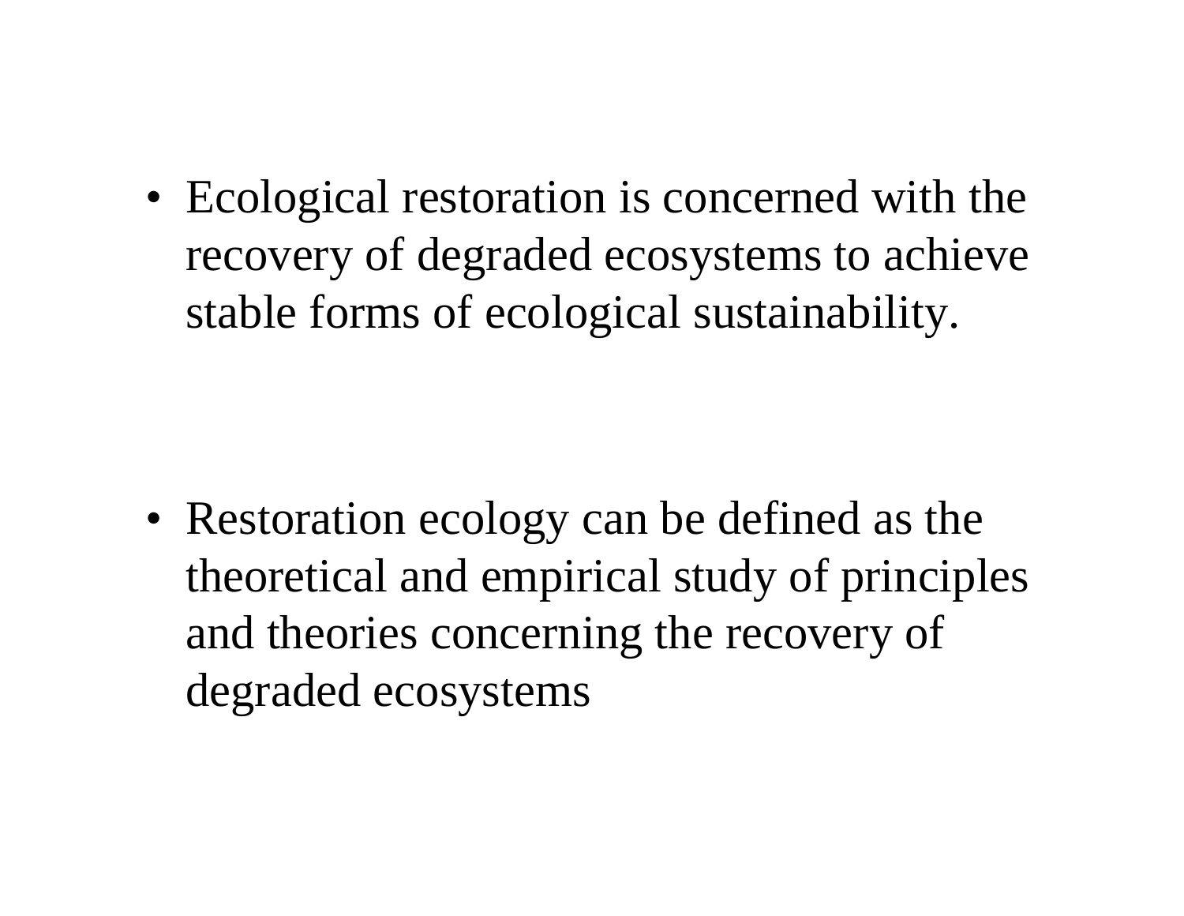- Ecological restoration is concerned with the recovery of degraded ecosystems to achieve stable forms of ecological sustainability.

- Restoration ecology can be defined as the theoretical and empirical study of principles and theories concerning the recovery of degraded ecosystems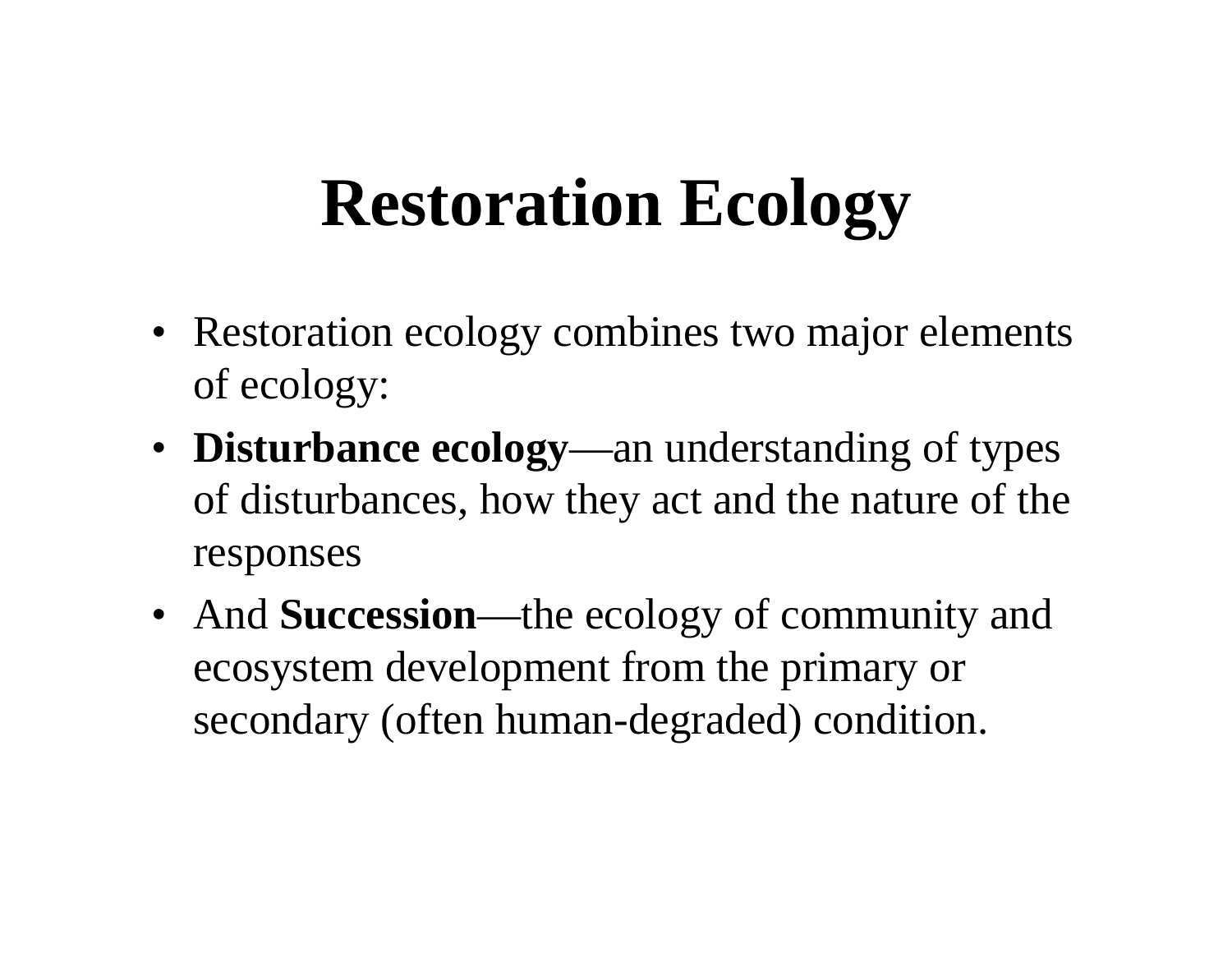# Restoration Ecology

- Restoration ecology combines two major elements of ecology:
- **Disturbance ecology**—an understanding of types of disturbances, how they act and the nature of the responses
- And **Succession**—the ecology of community and ecosystem development from the primary or secondary (often human-degraded) condition.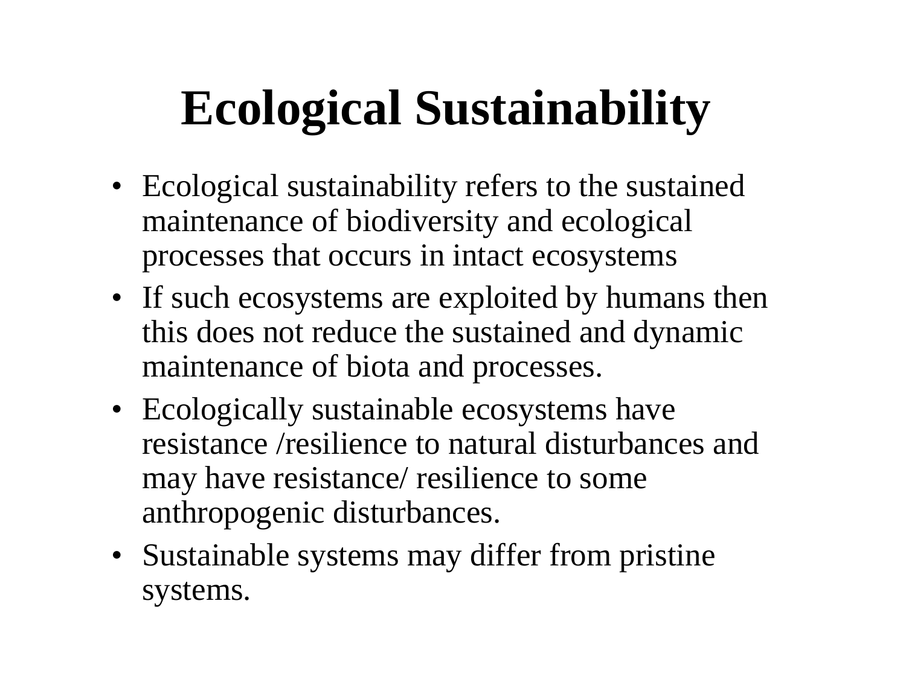# Ecological Sustainability

- Ecological sustainability refers to the sustained maintenance of biodiversity and ecological processes that occurs in intact ecosystems
- If such ecosystems are exploited by humans then this does not reduce the sustained and dynamic maintenance of biota and processes.
- Ecologically sustainable ecosystems have resistance /resilience to natural disturbances and may have resistance/ resilience to some anthropogenic disturbances.
- Sustainable systems may differ from pristine systems.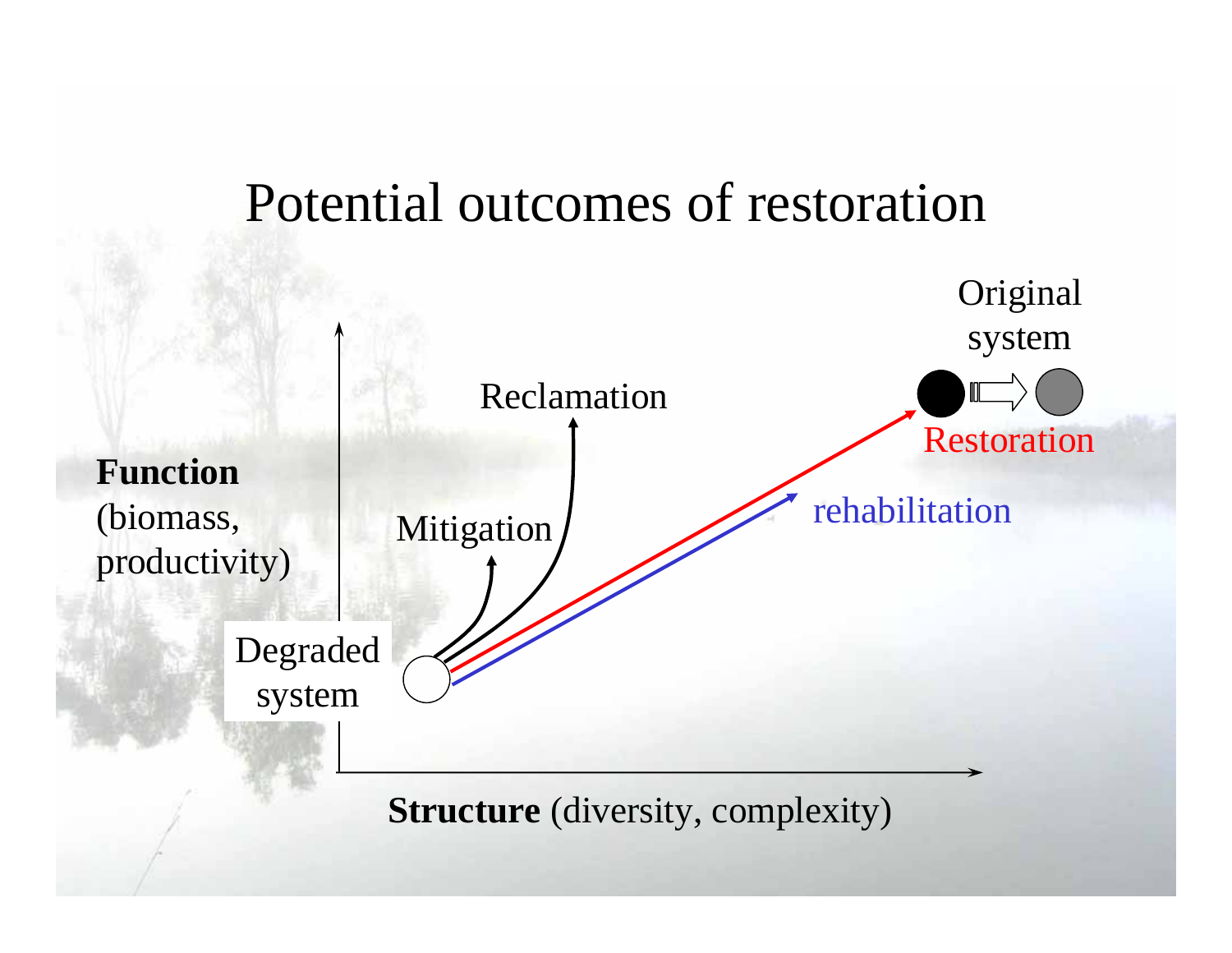# Potential outcomes of restoration

**Function** (biomass, productivity)

**Structure** (diversity, complexity)

Degraded system

Mitigation

Reclamation

rehabilitation

Restoration

Original system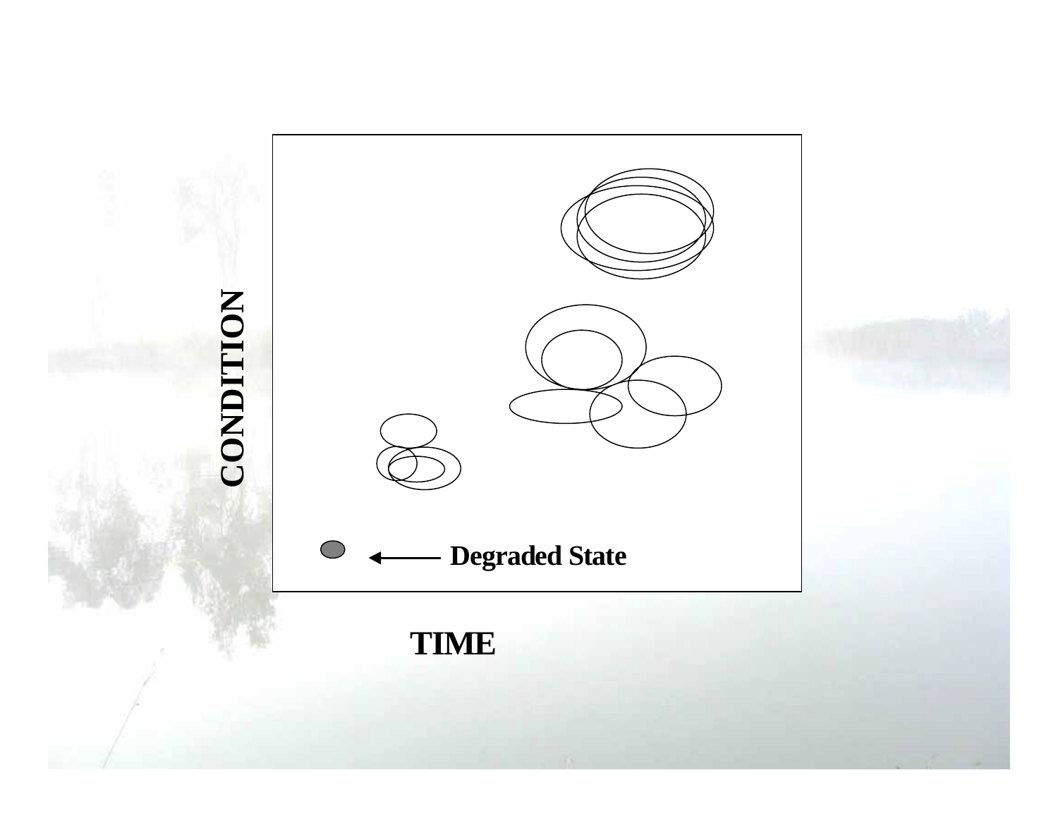CONDITION

Degraded State

TIME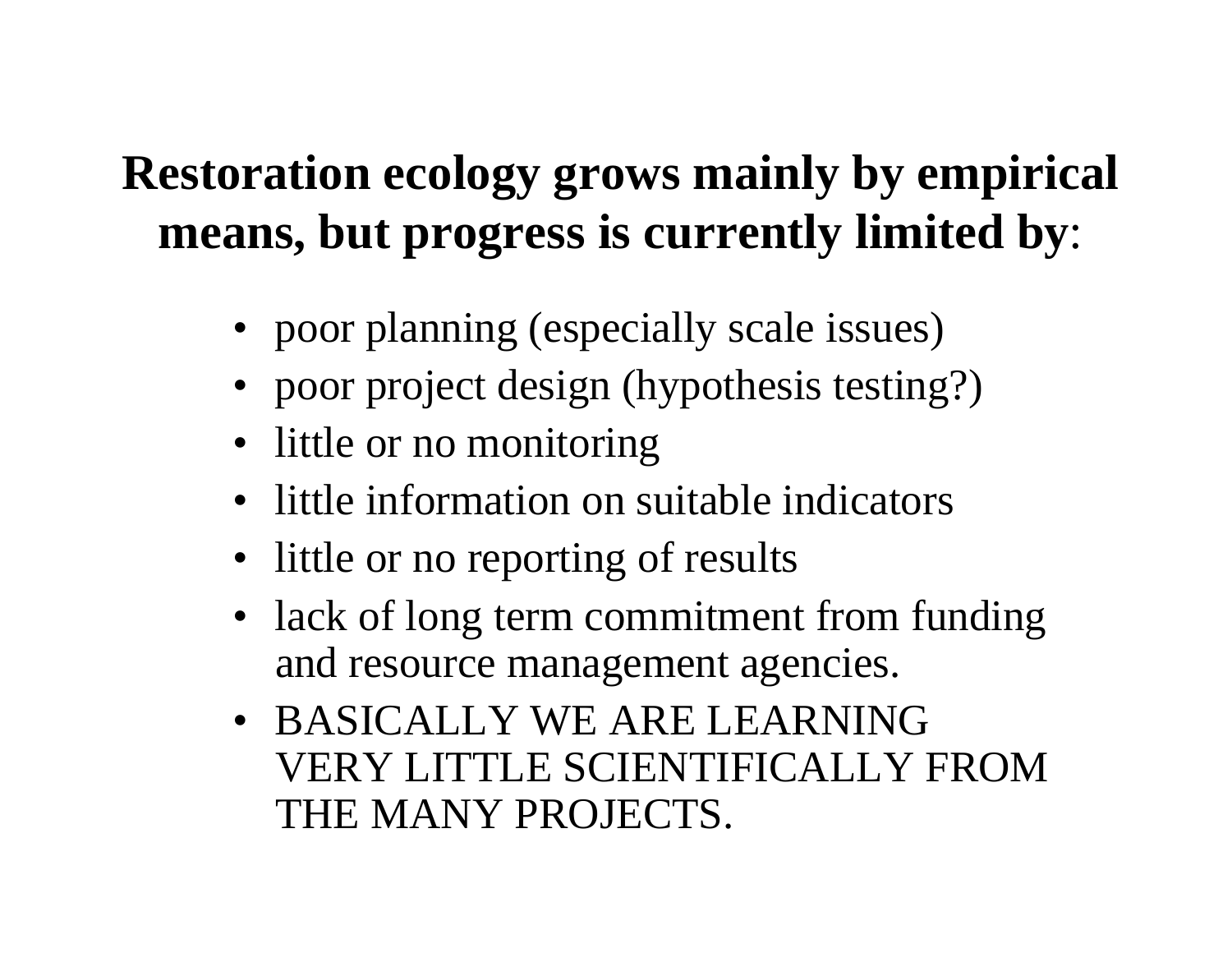## Restoration ecology grows mainly by empirical means, but progress is currently limited by:

- poor planning (especially scale issues)
- poor project design (hypothesis testing?)
- little or no monitoring
- little information on suitable indicators
- little or no reporting of results
- lack of long term commitment from funding and resource management agencies.
- BASICALLY WE ARE LEARNING VERY LITTLE SCIENTIFICALLY FROM THE MANY PROJECTS.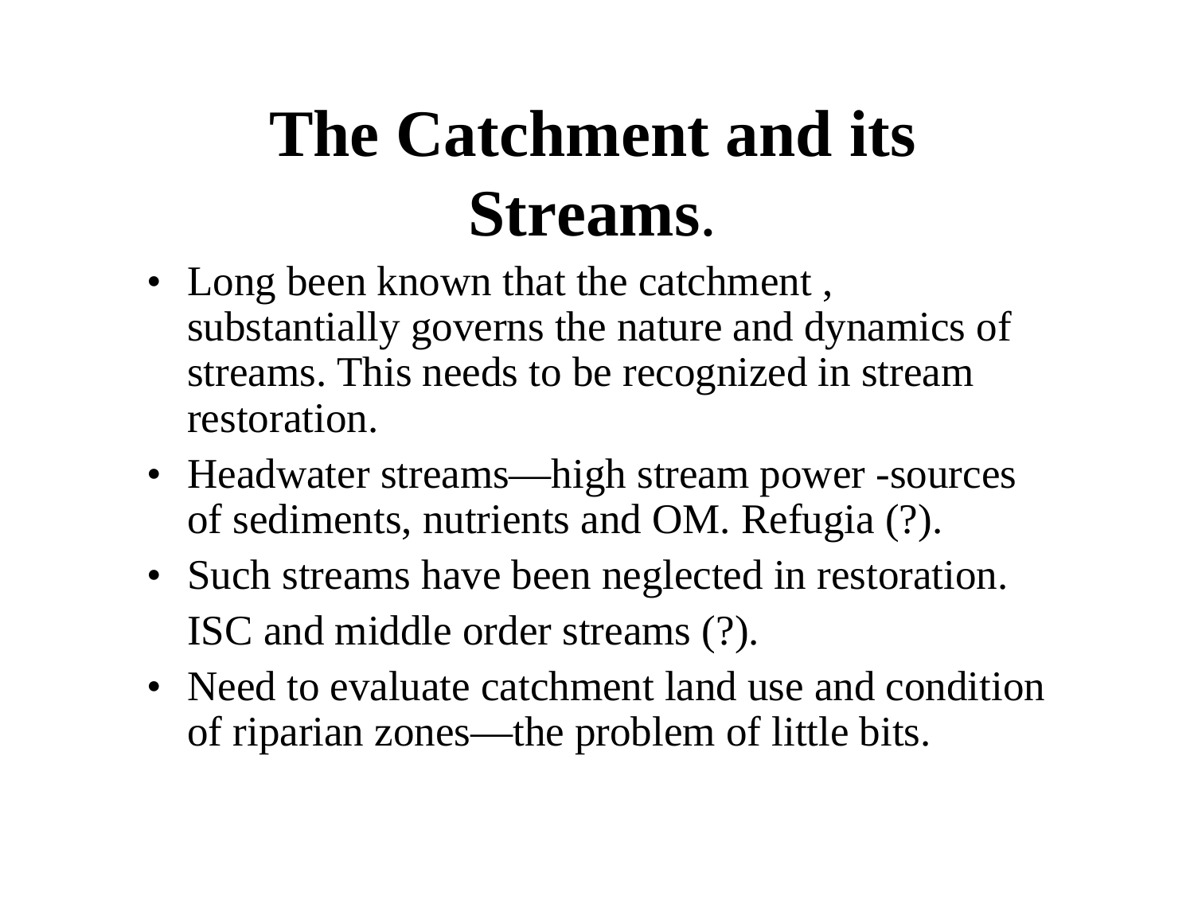# The Catchment and its Streams.

- Long been known that the catchment , substantially governs the nature and dynamics of streams. This needs to be recognized in stream restoration.
- Headwater streams—high stream power -sources of sediments, nutrients and OM. Refugia (?).
- Such streams have been neglected in restoration.

  ISC and middle order streams (?).
- Need to evaluate catchment land use and condition of riparian zones—the problem of little bits.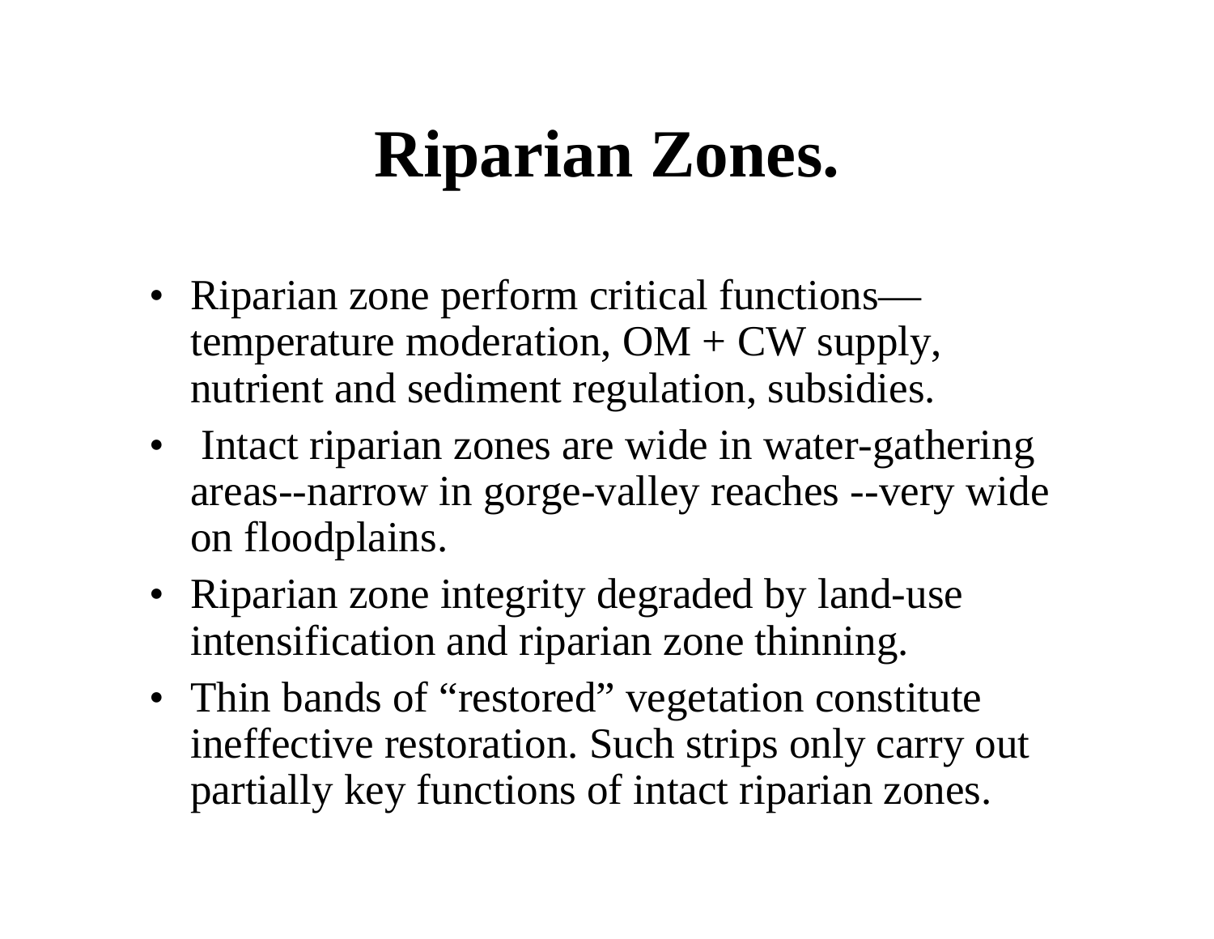# Riparian Zones.

- Riparian zone perform critical functions—temperature moderation, OM + CW supply, nutrient and sediment regulation, subsidies.
- Intact riparian zones are wide in water-gathering areas--narrow in gorge-valley reaches --very wide on floodplains.
- Riparian zone integrity degraded by land-use intensification and riparian zone thinning.
- Thin bands of "restored" vegetation constitute ineffective restoration. Such strips only carry out partially key functions of intact riparian zones.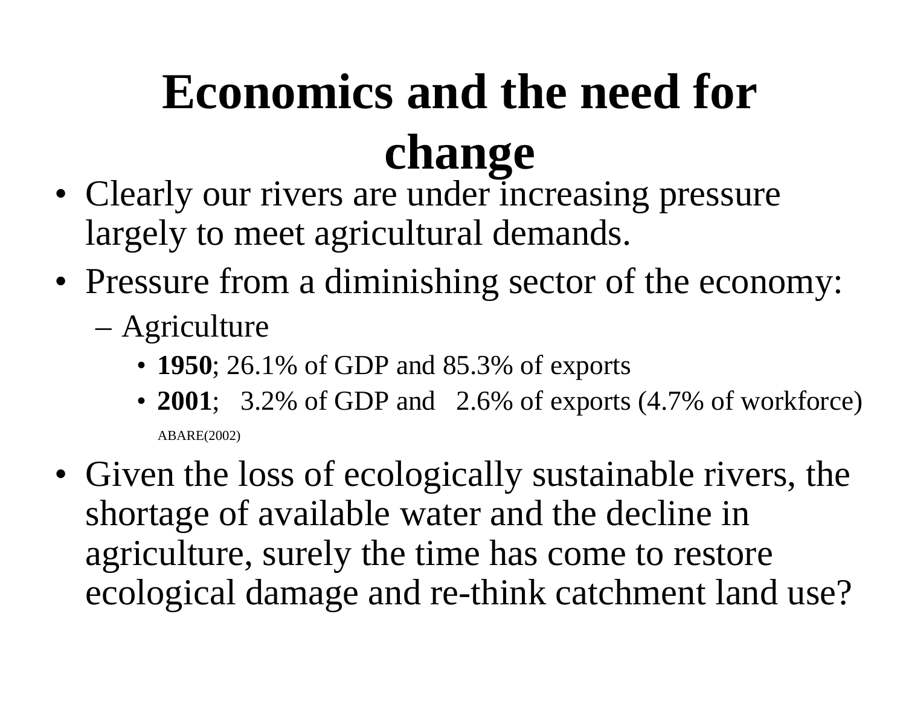# Economics and the need for change

- Clearly our rivers are under increasing pressure largely to meet agricultural demands.
- Pressure from a diminishing sector of the economy:
  - Agriculture
    - **1950**; 26.1% of GDP and 85.3% of exports
    - **2001**; 3.2% of GDP and 2.6% of exports (4.7% of workforce)

      ABARE(2002)
- Given the loss of ecologically sustainable rivers, the shortage of available water and the decline in agriculture, surely the time has come to restore ecological damage and re-think catchment land use?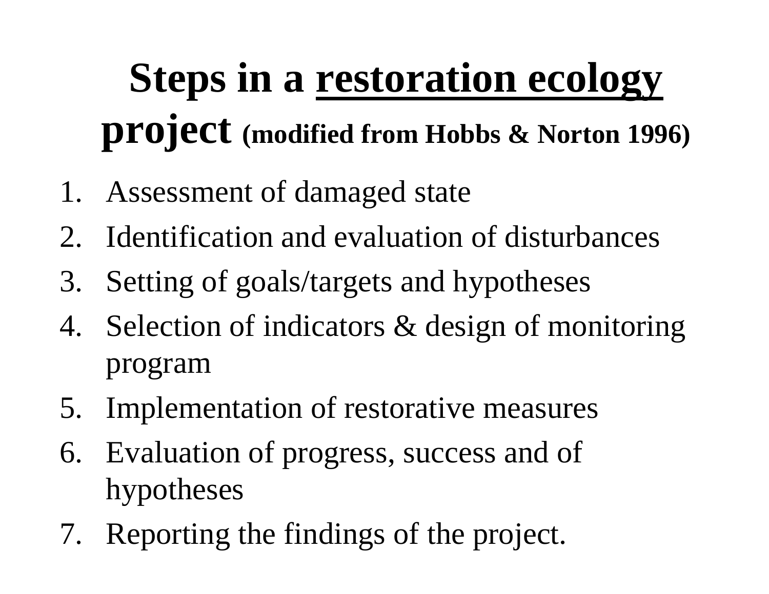# Steps in a restoration ecology project (modified from Hobbs & Norton 1996)

1. Assessment of damaged state
2. Identification and evaluation of disturbances
3. Setting of goals/targets and hypotheses
4. Selection of indicators & design of monitoring program
5. Implementation of restorative measures
6. Evaluation of progress, success and of hypotheses
7. Reporting the findings of the project.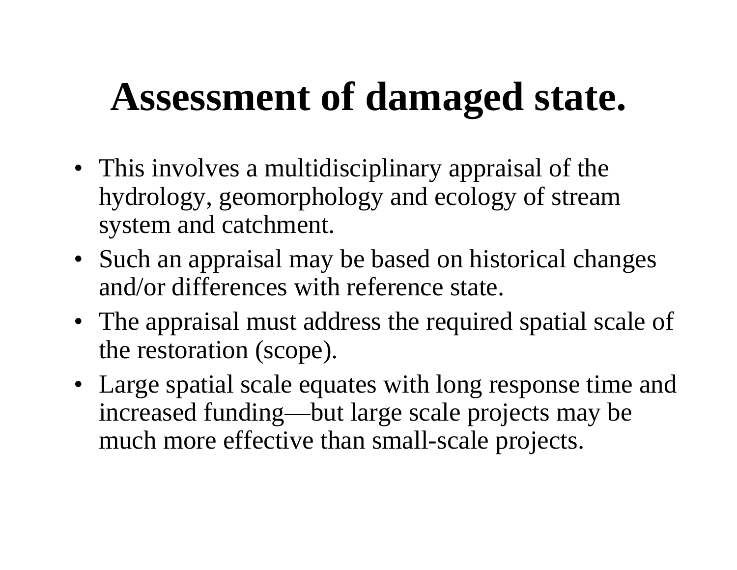# Assessment of damaged state.

- This involves a multidisciplinary appraisal of the hydrology, geomorphology and ecology of stream system and catchment.
- Such an appraisal may be based on historical changes and/or differences with reference state.
- The appraisal must address the required spatial scale of the restoration (scope).
- Large spatial scale equates with long response time and increased funding—but large scale projects may be much more effective than small-scale projects.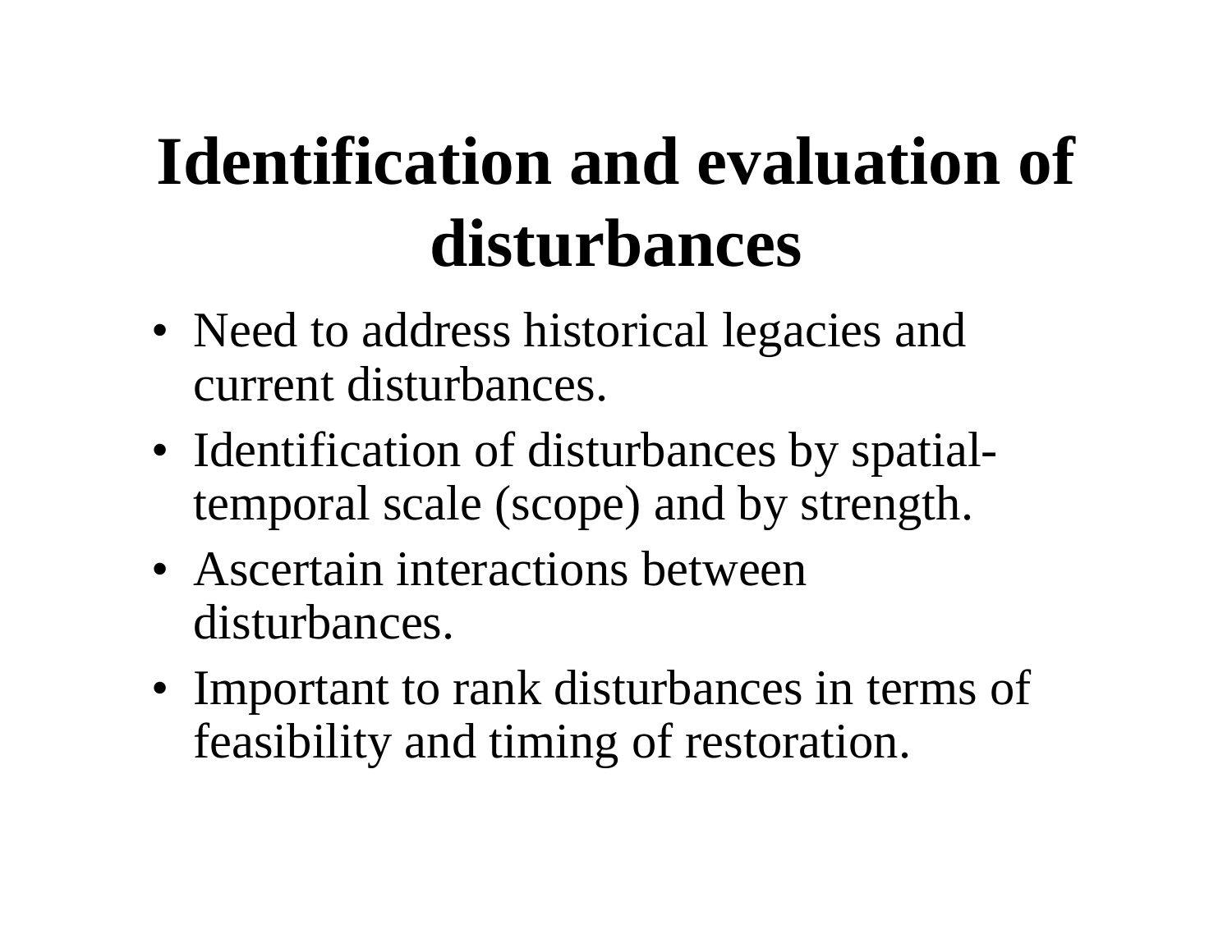# Identification and evaluation of disturbances

- Need to address historical legacies and current disturbances.
- Identification of disturbances by spatial-temporal scale (scope) and by strength.
- Ascertain interactions between disturbances.
- Important to rank disturbances in terms of feasibility and timing of restoration.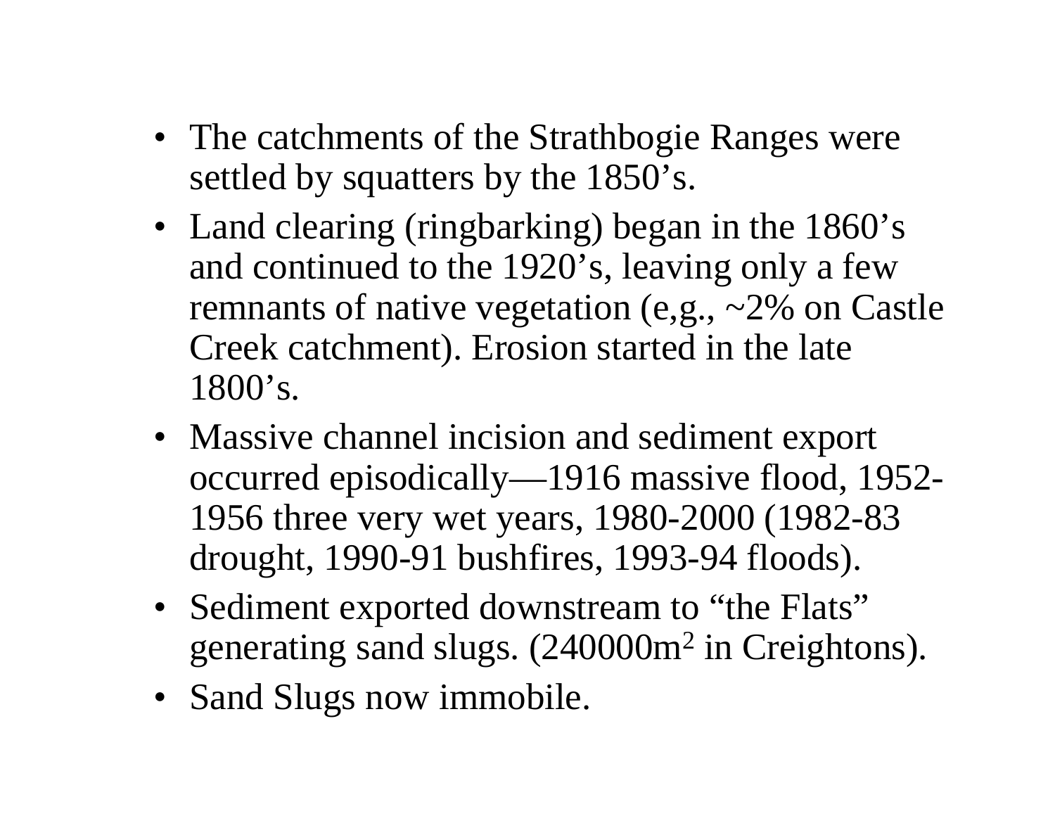- The catchments of the Strathbogie Ranges were settled by squatters by the 1850's.
- Land clearing (ringbarking) began in the 1860's and continued to the 1920's, leaving only a few remnants of native vegetation (e,g., ~2% on Castle Creek catchment). Erosion started in the late 1800's.
- Massive channel incision and sediment export occurred episodically—1916 massive flood, 1952-1956 three very wet years, 1980-2000 (1982-83 drought, 1990-91 bushfires, 1993-94 floods).
- Sediment exported downstream to "the Flats" generating sand slugs. (240000$m^2$ in Creightons).
- Sand Slugs now immobile.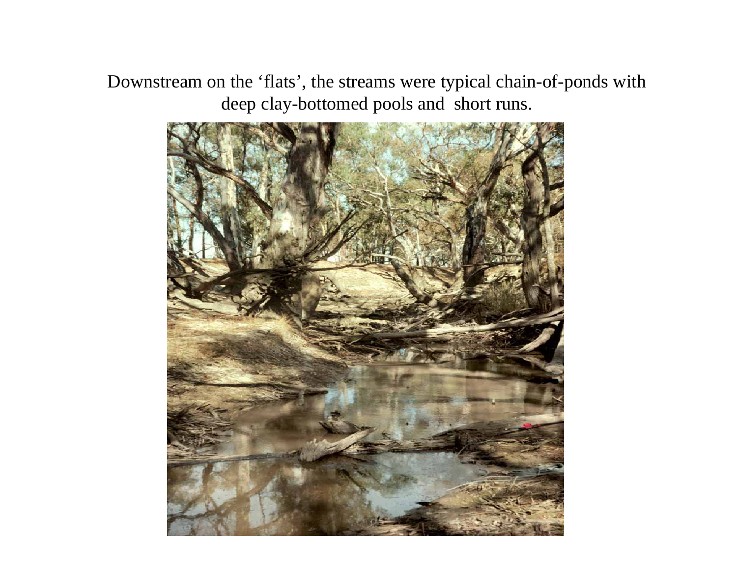Downstream on the 'flats', the streams were typical chain-of-ponds with deep clay-bottomed pools and short runs.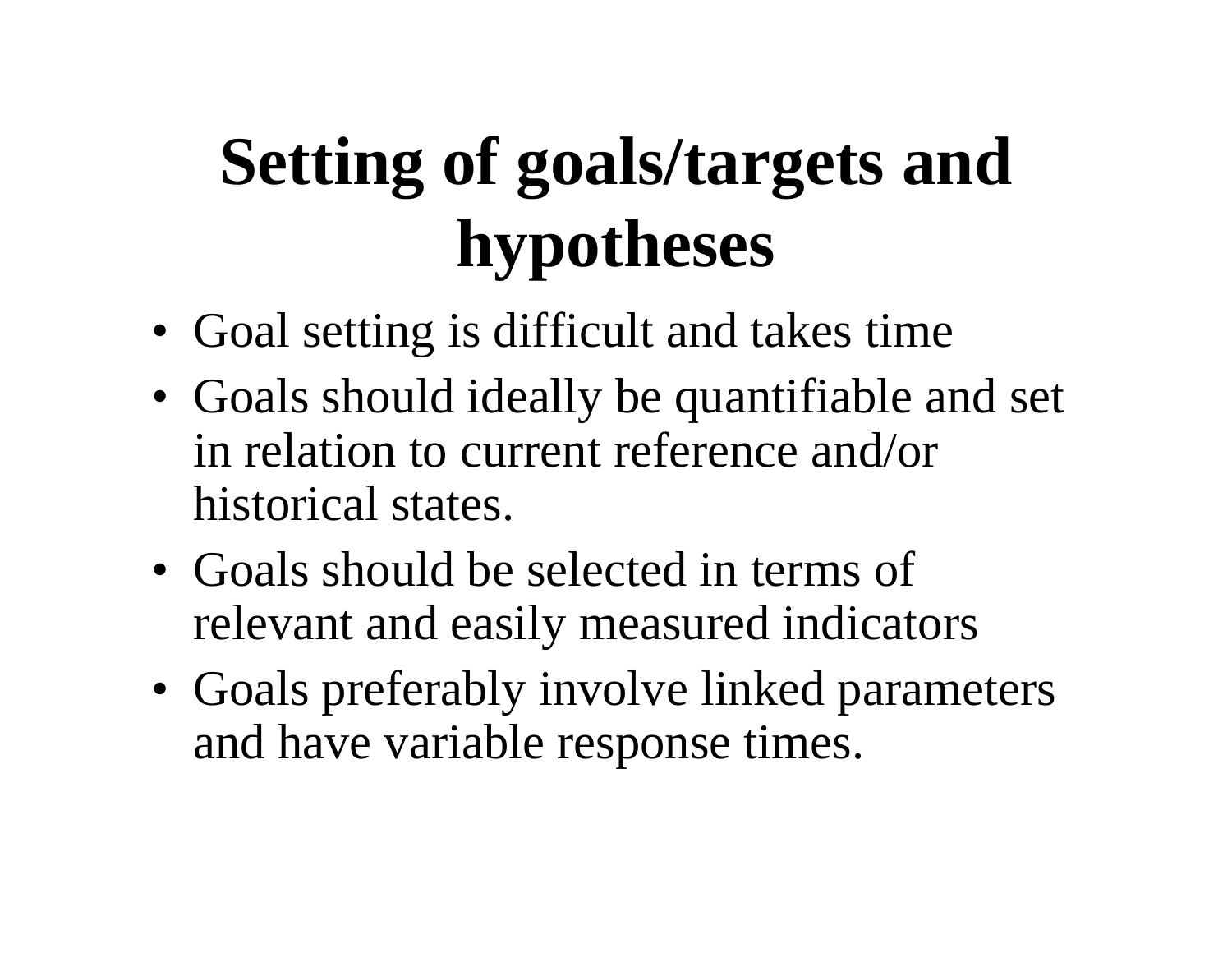# Setting of goals/targets and hypotheses

- Goal setting is difficult and takes time
- Goals should ideally be quantifiable and set in relation to current reference and/or historical states.
- Goals should be selected in terms of relevant and easily measured indicators
- Goals preferably involve linked parameters and have variable response times.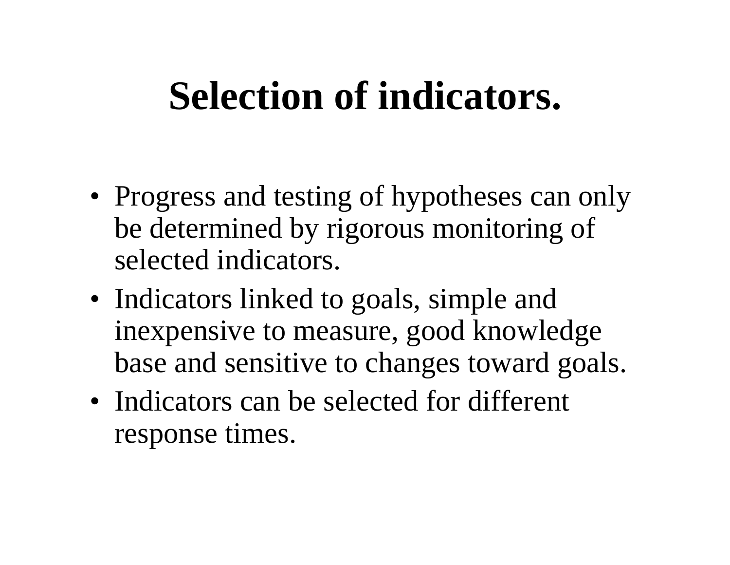# Selection of indicators.

- Progress and testing of hypotheses can only be determined by rigorous monitoring of selected indicators.
- Indicators linked to goals, simple and inexpensive to measure, good knowledge base and sensitive to changes toward goals.
- Indicators can be selected for different response times.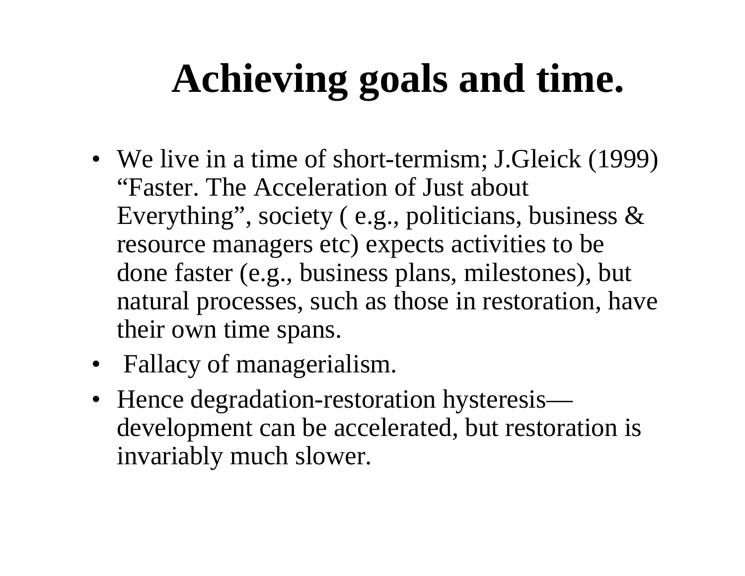# Achieving goals and time.

- We live in a time of short-termism; J.Gleick (1999) “Faster. The Acceleration of Just about Everything”, society ( e.g., politicians, business & resource managers etc) expects activities to be done faster (e.g., business plans, milestones), but natural processes, such as those in restoration, have their own time spans.
- Fallacy of managerialism.
- Hence degradation-restoration hysteresis—development can be accelerated, but restoration is invariably much slower.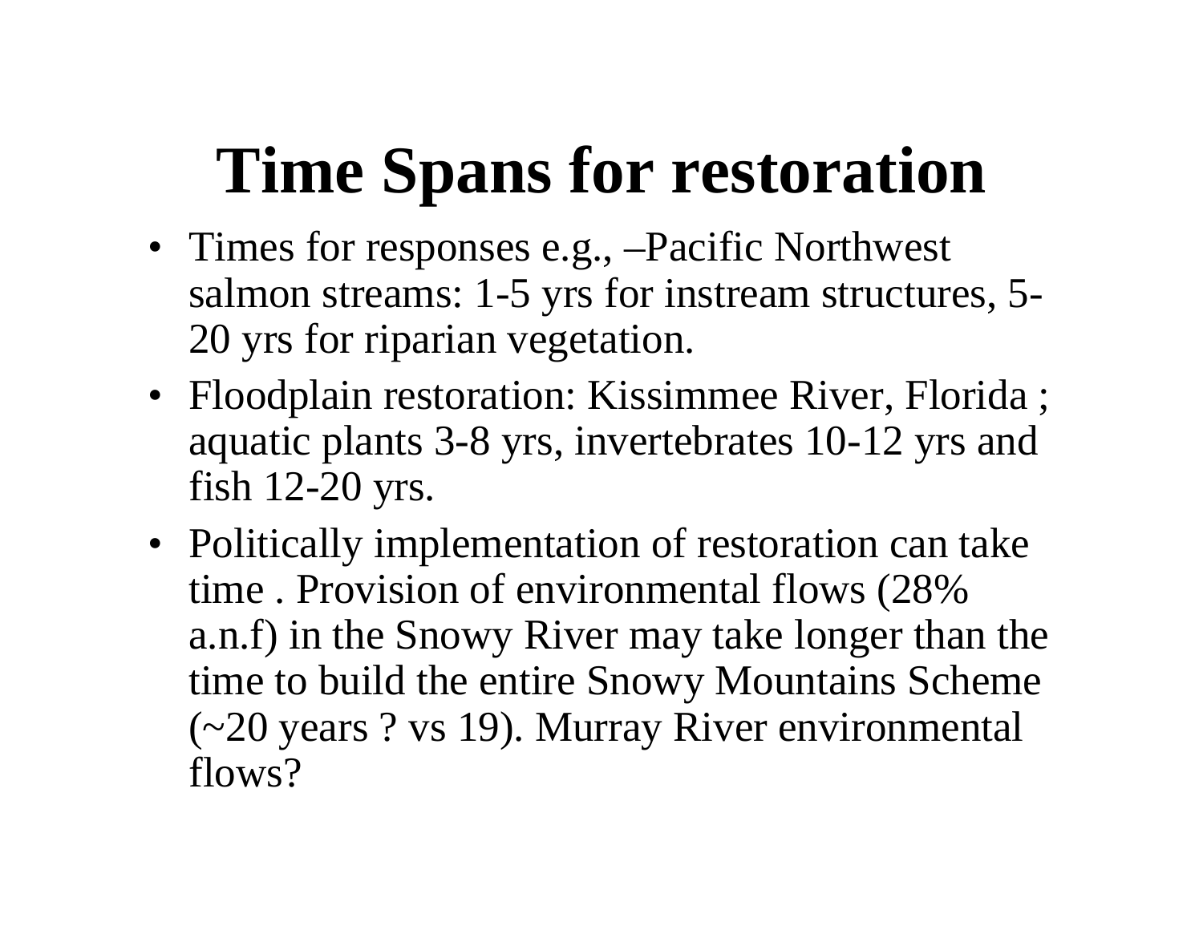# Time Spans for restoration

- Times for responses e.g., –Pacific Northwest salmon streams: 1-5 yrs for instream structures, 5-20 yrs for riparian vegetation.
- Floodplain restoration: Kissimmee River, Florida ; aquatic plants 3-8 yrs, invertebrates 10-12 yrs and fish 12-20 yrs.
- Politically implementation of restoration can take time . Provision of environmental flows (28% a.n.f) in the Snowy River may take longer than the time to build the entire Snowy Mountains Scheme (~20 years ? vs 19). Murray River environmental flows?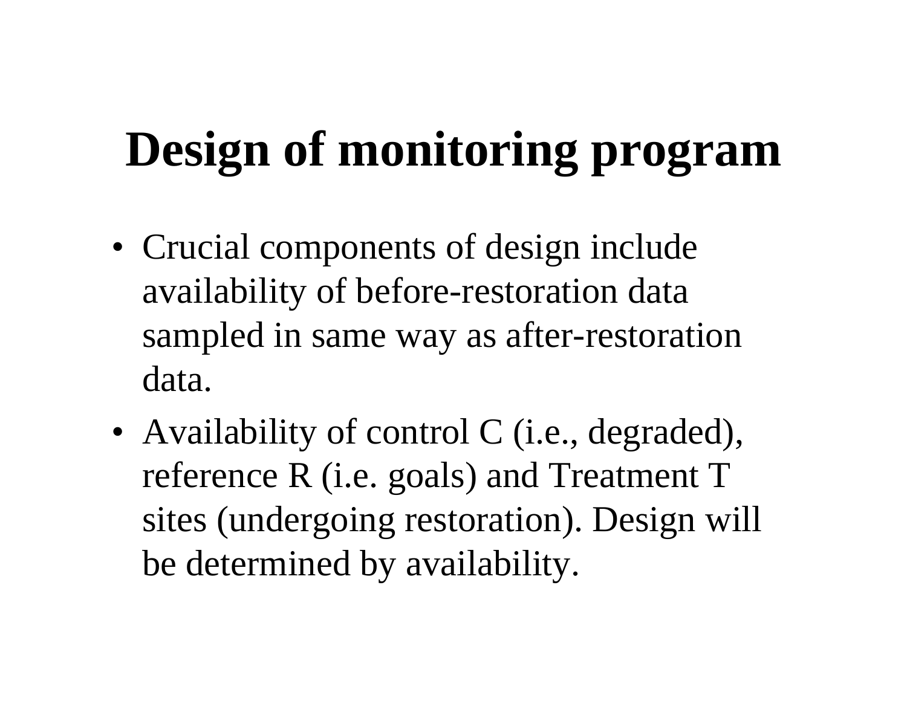# Design of monitoring program

- Crucial components of design include availability of before-restoration data sampled in same way as after-restoration data.
- Availability of control C (i.e., degraded), reference R (i.e. goals) and Treatment T sites (undergoing restoration). Design will be determined by availability.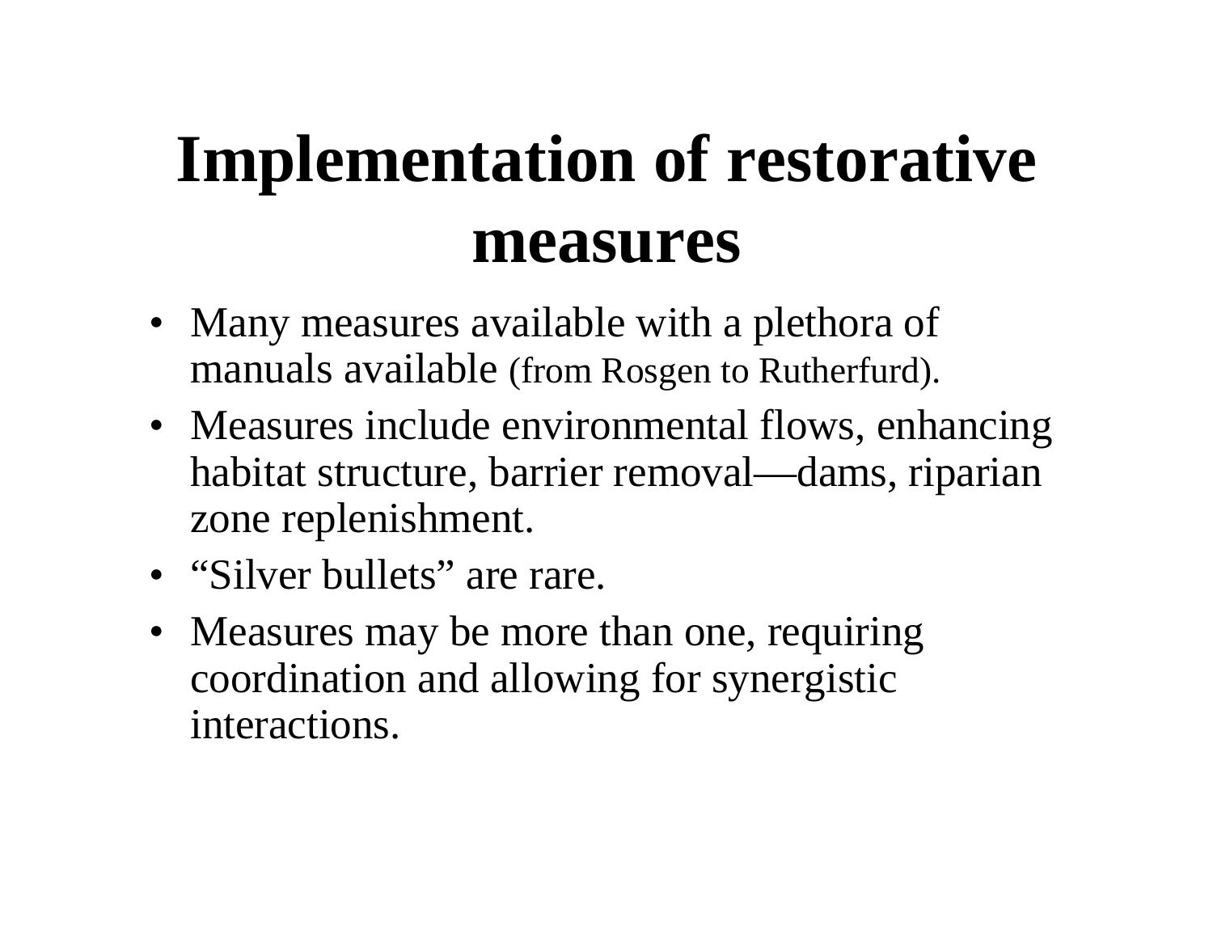# Implementation of restorative measures

- Many measures available with a plethora of manuals available (from Rosgen to Rutherfurd).
- Measures include environmental flows, enhancing habitat structure, barrier removal—dams, riparian zone replenishment.
- “Silver bullets” are rare.
- Measures may be more than one, requiring coordination and allowing for synergistic interactions.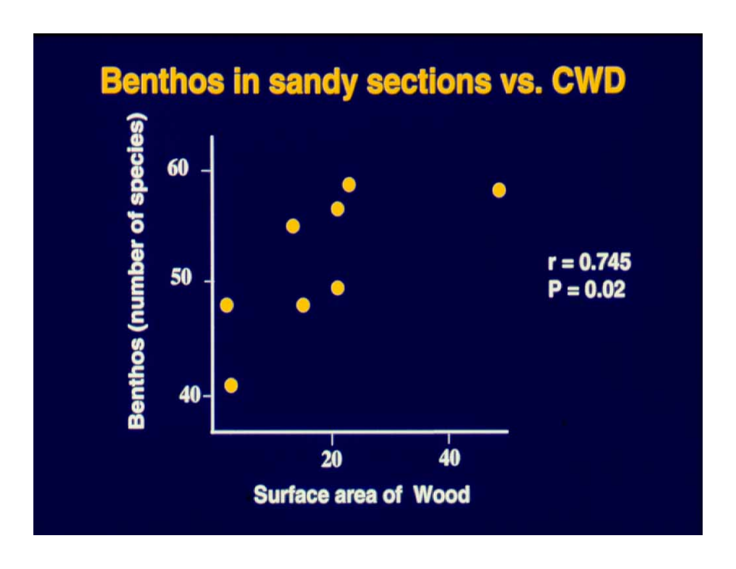# Benthos in sandy sections vs. CWD

Benthos (number of species)

60

50

40

20

40

Surface area of Wood

r = 0.745
P = 0.02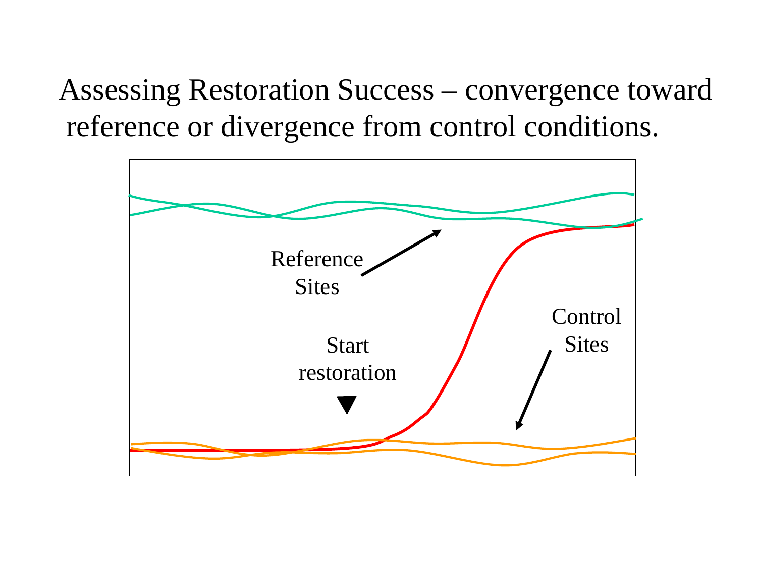# Assessing Restoration Success – convergence toward reference or divergence from control conditions.

Reference Sites

Start restoration

Control Sites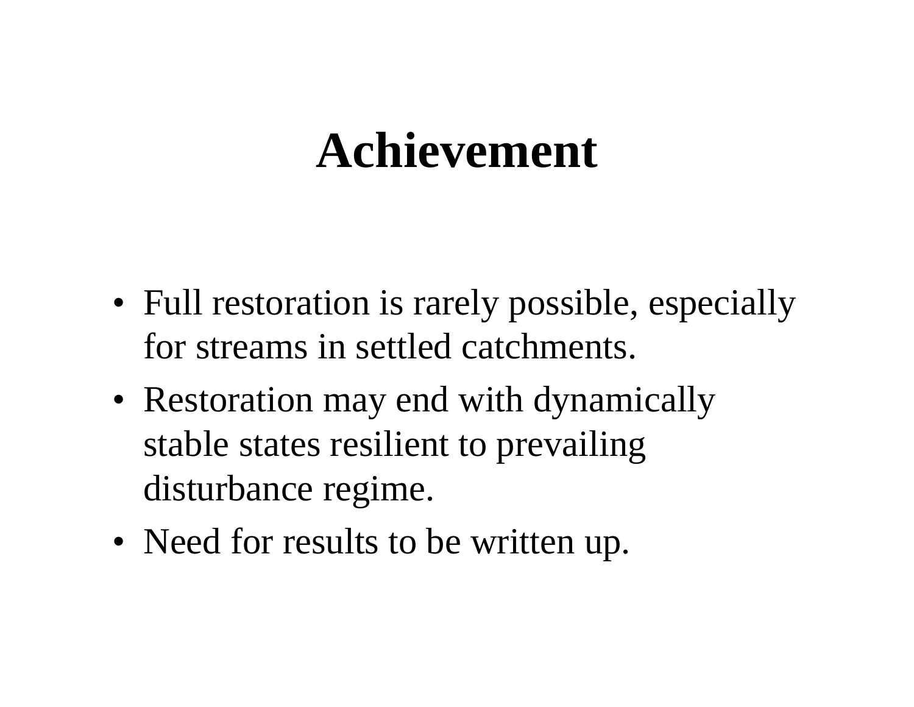# Achievement

- Full restoration is rarely possible, especially for streams in settled catchments.
- Restoration may end with dynamically stable states resilient to prevailing disturbance regime.
- Need for results to be written up.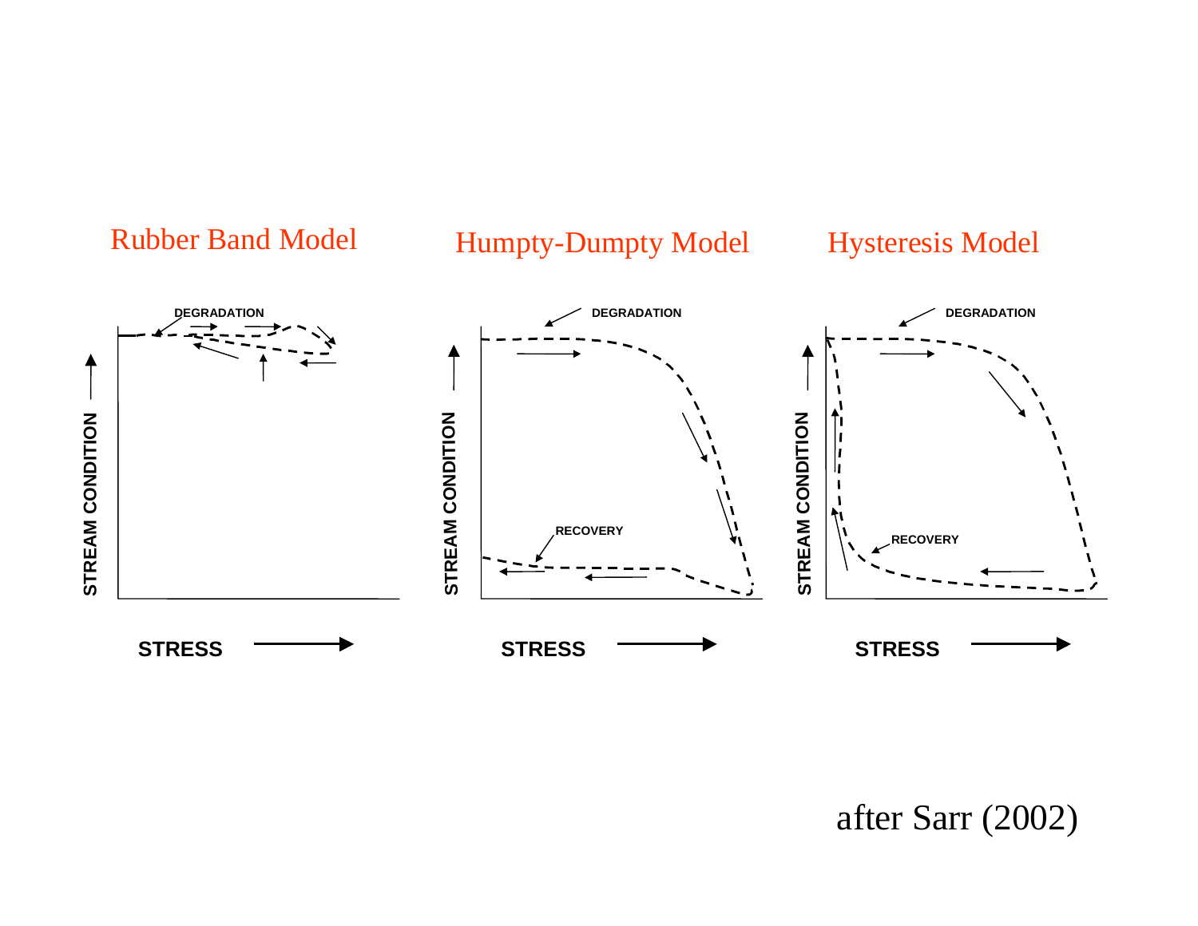Rubber Band Model

Humpty-Dumpty Model

Hysteresis Model

DEGRADATION

STREAM CONDITION

STRESS

DEGRADATION

RECOVERY

STREAM CONDITION

STRESS

DEGRADATION

RECOVERY

STREAM CONDITION

STRESS

after Sarr (2002)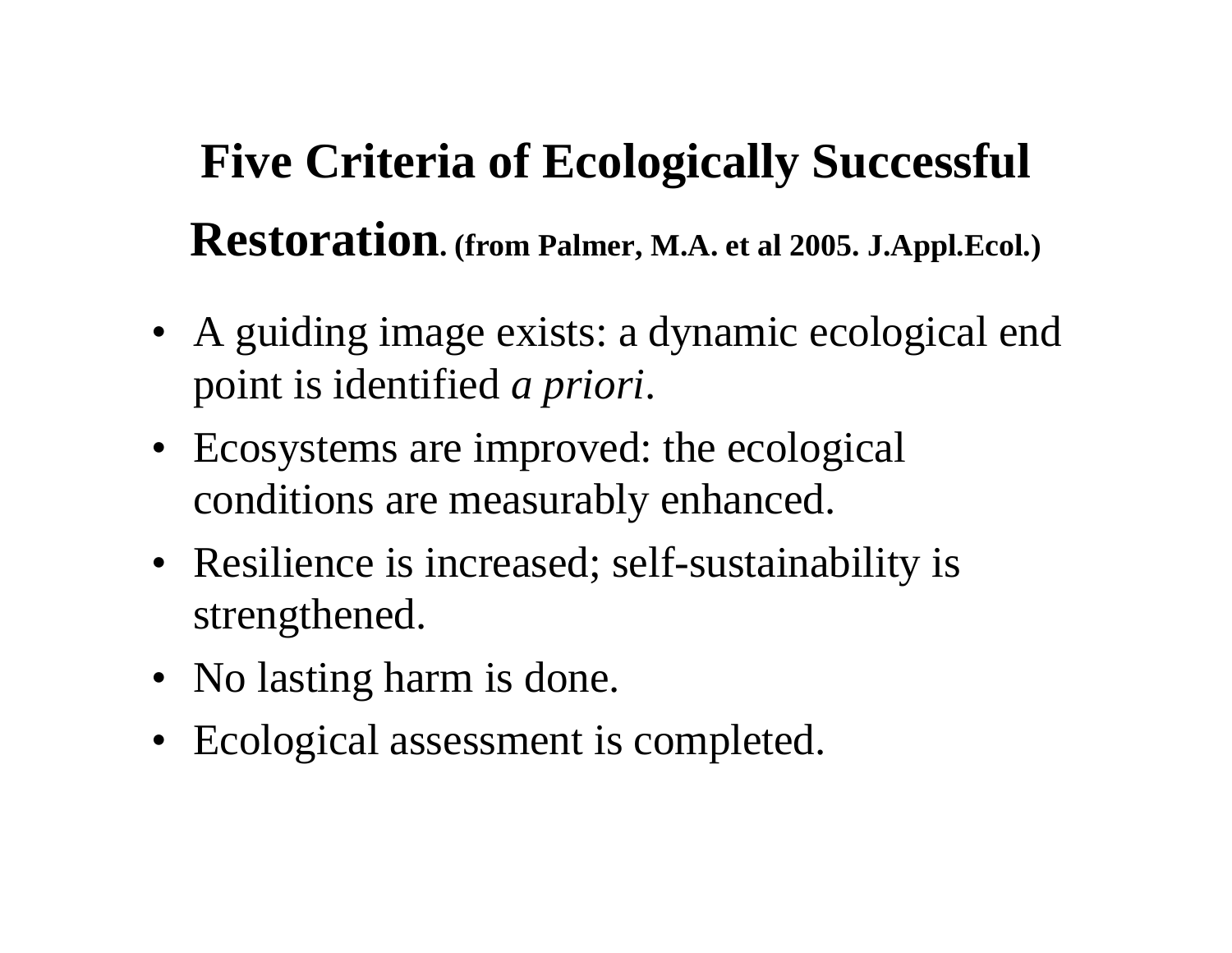# Five Criteria of Ecologically Successful Restoration. (from Palmer, M.A. et al 2005. J.Appl.Ecol.)

- A guiding image exists: a dynamic ecological end point is identified *a priori*.
- Ecosystems are improved: the ecological conditions are measurably enhanced.
- Resilience is increased; self-sustainability is strengthened.
- No lasting harm is done.
- Ecological assessment is completed.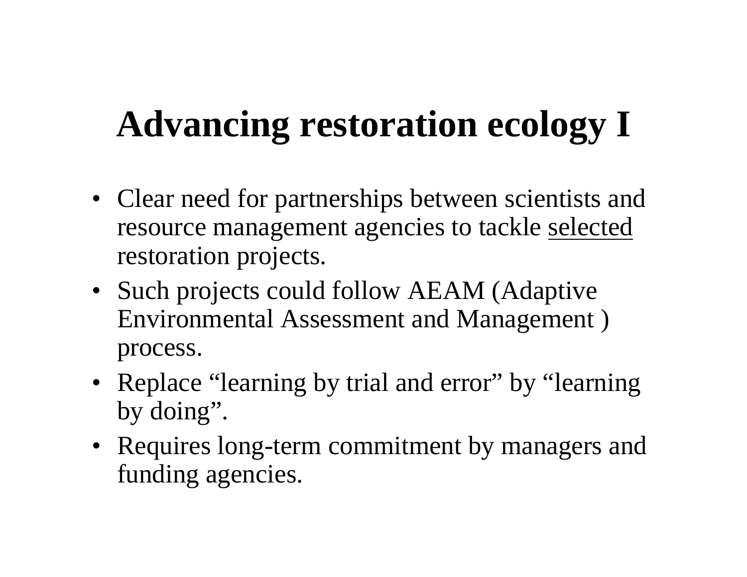# Advancing restoration ecology I

- Clear need for partnerships between scientists and resource management agencies to tackle <u>selected</u> restoration projects.
- Such projects could follow AEAM (Adaptive Environmental Assessment and Management ) process.
- Replace “learning by trial and error” by “learning by doing”.
- Requires long-term commitment by managers and funding agencies.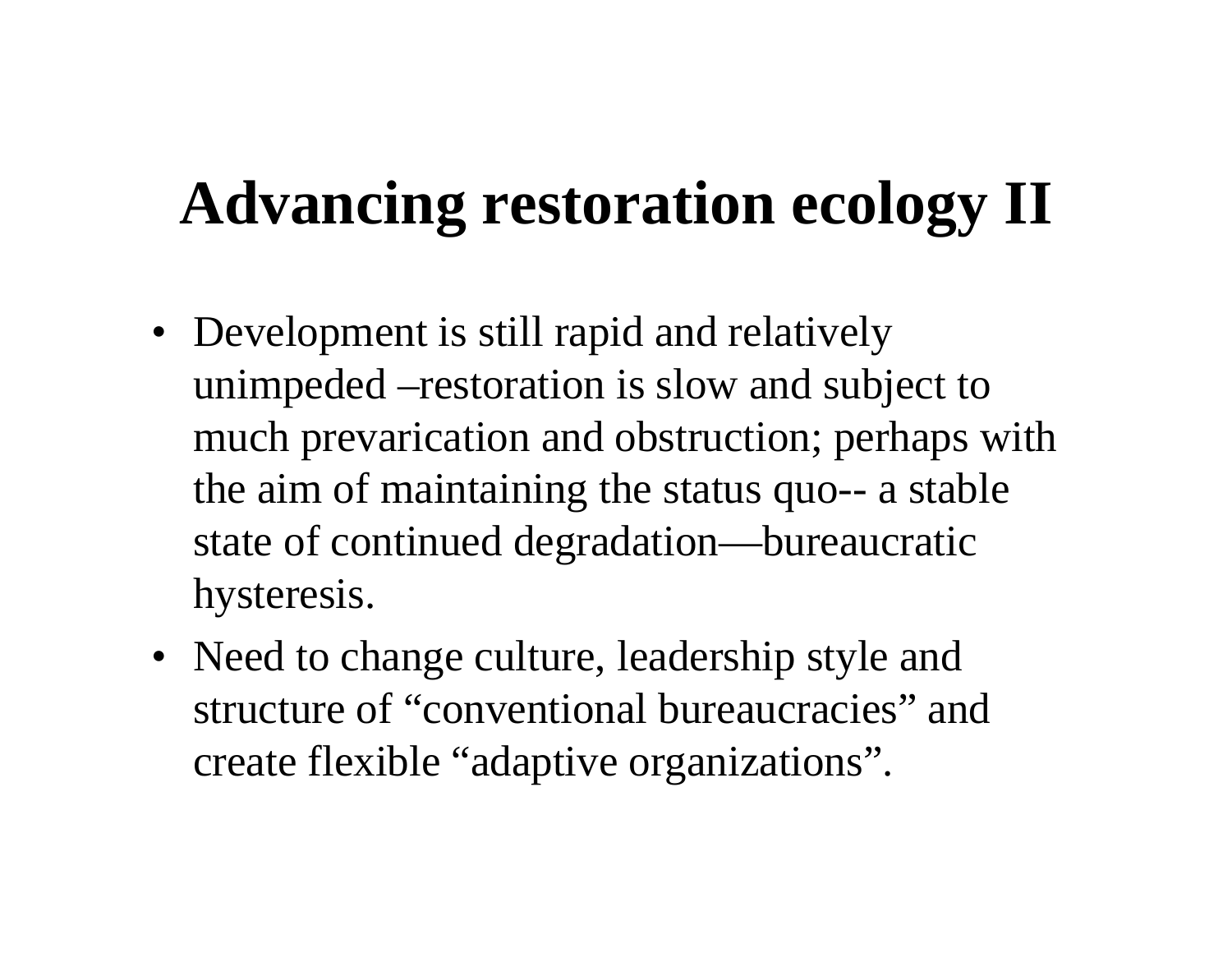# Advancing restoration ecology II

- Development is still rapid and relatively unimpeded –restoration is slow and subject to much prevarication and obstruction; perhaps with the aim of maintaining the status quo-- a stable state of continued degradation—bureaucratic hysteresis.
- Need to change culture, leadership style and structure of “conventional bureaucracies” and create flexible “adaptive organizations”.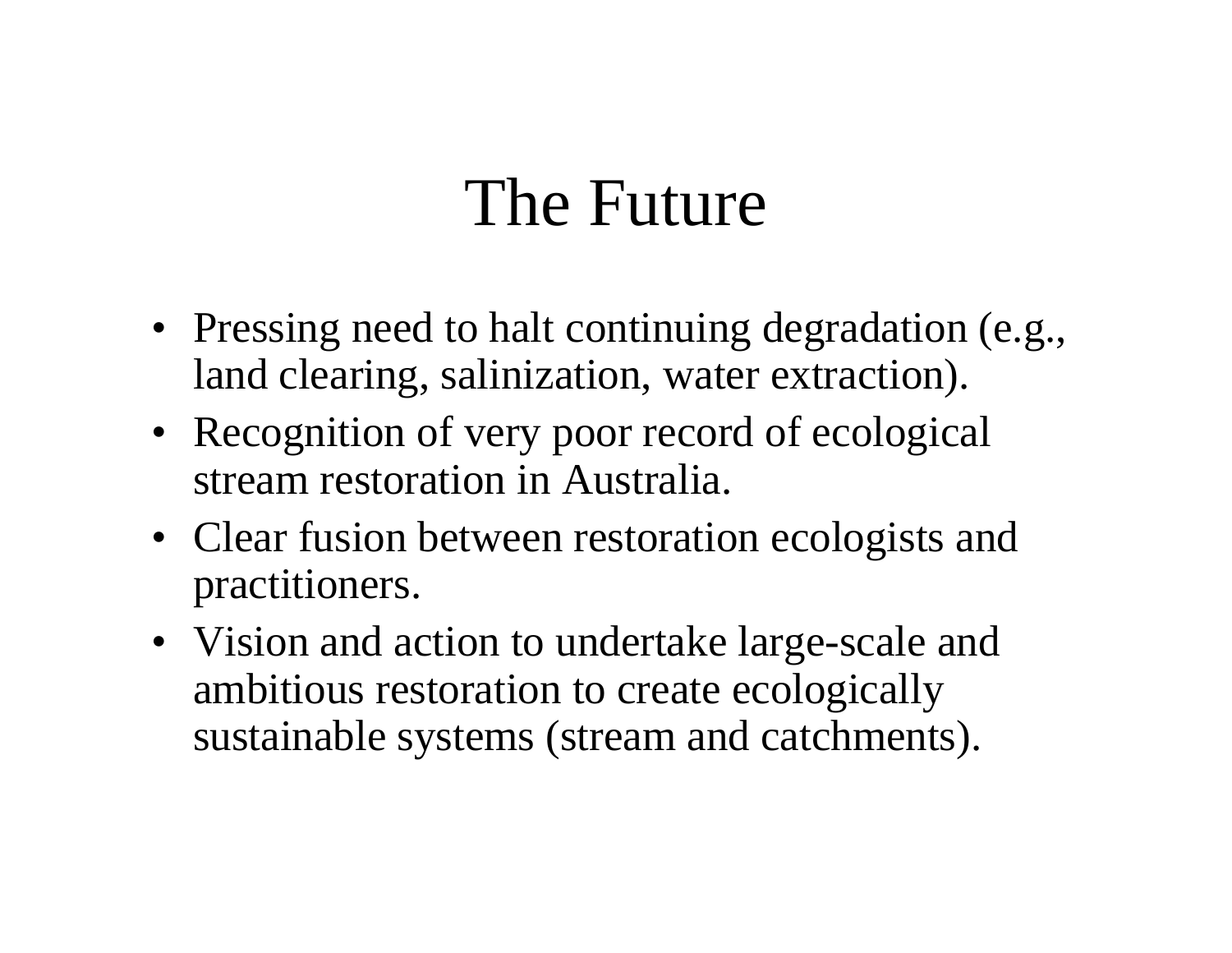# The Future

- Pressing need to halt continuing degradation (e.g., land clearing, salinization, water extraction).
- Recognition of very poor record of ecological stream restoration in Australia.
- Clear fusion between restoration ecologists and practitioners.
- Vision and action to undertake large-scale and ambitious restoration to create ecologically sustainable systems (stream and catchments).